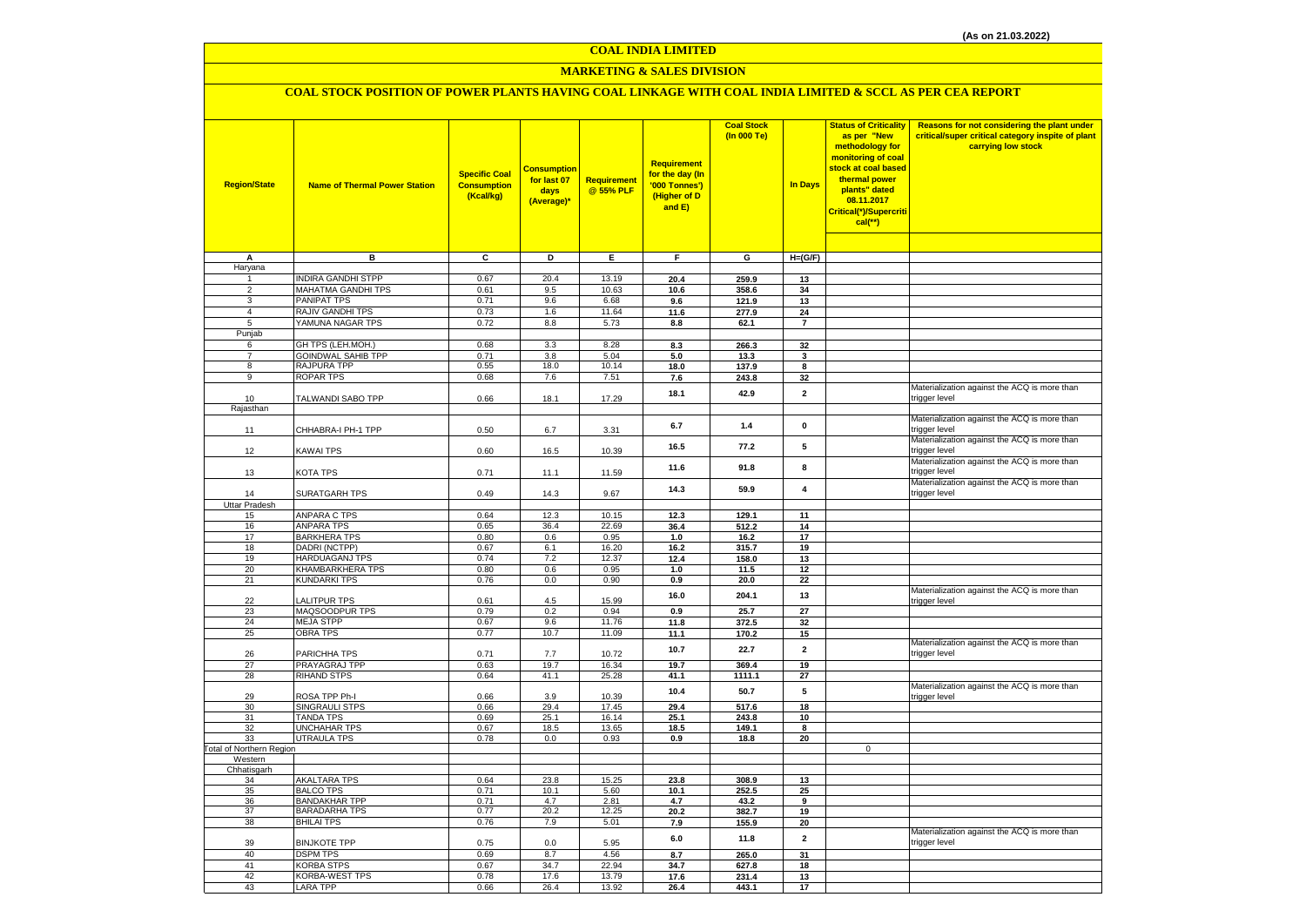(As on 21.03.2022)

# COAL INDIA LIMITED

## MARKETING & SALES DIVISION

### COAL STOCK POSITION OF POWER PLANTS HAVING COAL LINKAGE WITH COAL INDIA LIMITED & SCCL AS PER CEA REPORT

| Region/State | Name of Thermal Power Station | Specific Coal Consumption (Kcal/kg) | Consumption for last 07 days (Average)* | Requirement @ 55% PLF | Requirement for the day (In '000 Tonnes') (Higher of D and E) | Coal Stock (In 000 Te) | In Days | Status of Criticality as per "New methodology for monitoring of coal stock at coal based thermal power plants" dated 08.11.2017 Critical(*)/Supercritical(**) | Reasons for not considering the plant under critical/super critical category inspite of plant carrying low stock |
|---|---|---|---|---|---|---|---|---|---|
| A | B | C | D | E | F | G | H=(G/F) | | |
| Haryana | | | | | | | | | |
| 1 | INDIRA GANDHI STPP | 0.67 | 20.4 | 13.19 | 20.4 | 259.9 | 13 | | |
| 2 | MAHATMA GANDHI TPS | 0.61 | 9.5 | 10.63 | 10.6 | 358.6 | 34 | | |
| 3 | PANIPAT TPS | 0.71 | 9.6 | 6.68 | 9.6 | 121.9 | 13 | | |
| 4 | RAJIV GANDHI TPS | 0.73 | 1.6 | 11.64 | 11.6 | 277.9 | 24 | | |
| 5 | YAMUNA NAGAR TPS | 0.72 | 8.8 | 5.73 | 8.8 | 62.1 | 7 | | |
| Punjab | | | | | | | | | |
| 6 | GH TPS (LEH.MOH.) | 0.68 | 3.3 | 8.28 | 8.3 | 266.3 | 32 | | |
| 7 | GOINDWAL SAHIB TPP | 0.71 | 3.8 | 5.04 | 5.0 | 13.3 | 3 | | |
| 8 | RAJPURA TPP | 0.55 | 18.0 | 10.14 | 18.0 | 137.9 | 8 | | |
| 9 | ROPAR TPS | 0.68 | 7.6 | 7.51 | 7.6 | 243.8 | 32 | | |
| 10 | TALWANDI SABO TPP | 0.66 | 18.1 | 17.29 | 18.1 | 42.9 | 2 | | Materialization against the ACQ is more than trigger level |
| Rajasthan | | | | | | | | | |
| 11 | CHHABRA-I PH-1 TPP | 0.50 | 6.7 | 3.31 | 6.7 | 1.4 | 0 | | Materialization against the ACQ is more than trigger level |
| 12 | KAWAI TPS | 0.60 | 16.5 | 10.39 | 16.5 | 77.2 | 5 | | Materialization against the ACQ is more than trigger level |
| 13 | KOTA TPS | 0.71 | 11.1 | 11.59 | 11.6 | 91.8 | 8 | | Materialization against the ACQ is more than trigger level |
| 14 | SURATGARH TPS | 0.49 | 14.3 | 9.67 | 14.3 | 59.9 | 4 | | Materialization against the ACQ is more than trigger level |
| Uttar Pradesh | | | | | | | | | |
| 15 | ANPARA C TPS | 0.64 | 12.3 | 10.15 | 12.3 | 129.1 | 11 | | |
| 16 | ANPARA TPS | 0.65 | 36.4 | 22.69 | 36.4 | 512.2 | 14 | | |
| 17 | BARKHERA TPS | 0.80 | 0.6 | 0.95 | 1.0 | 16.2 | 17 | | |
| 18 | DADRI (NCTPP) | 0.67 | 6.1 | 16.20 | 16.2 | 315.7 | 19 | | |
| 19 | HARDUAGANJ TPS | 0.74 | 7.2 | 12.37 | 12.4 | 158.0 | 13 | | |
| 20 | KHAMBARKHERA TPS | 0.80 | 0.6 | 0.95 | 1.0 | 11.5 | 12 | | |
| 21 | KUNDARKI TPS | 0.76 | 0.0 | 0.90 | 0.9 | 20.0 | 22 | | |
| 22 | LALITPUR TPS | 0.61 | 4.5 | 15.99 | 16.0 | 204.1 | 13 | | Materialization against the ACQ is more than trigger level |
| 23 | MAQSOODPUR TPS | 0.79 | 0.2 | 0.94 | 0.9 | 25.7 | 27 | | |
| 24 | MEJA STPP | 0.67 | 9.6 | 11.76 | 11.8 | 372.5 | 32 | | |
| 25 | OBRA TPS | 0.77 | 10.7 | 11.09 | 11.1 | 170.2 | 15 | | |
| 26 | PARICHHA TPS | 0.71 | 7.7 | 10.72 | 10.7 | 22.7 | 2 | | Materialization against the ACQ is more than trigger level |
| 27 | PRAYAGRAJ TPP | 0.63 | 19.7 | 16.34 | 19.7 | 369.4 | 19 | | |
| 28 | RIHAND STPS | 0.64 | 41.1 | 25.28 | 41.1 | 1111.1 | 27 | | |
| 29 | ROSA TPP Ph-I | 0.66 | 3.9 | 10.39 | 10.4 | 50.7 | 5 | | Materialization against the ACQ is more than trigger level |
| 30 | SINGRAULI STPS | 0.66 | 29.4 | 17.45 | 29.4 | 517.6 | 18 | | |
| 31 | TANDA TPS | 0.69 | 25.1 | 16.14 | 25.1 | 243.8 | 10 | | |
| 32 | UNCHAHAR TPS | 0.67 | 18.5 | 13.65 | 18.5 | 149.1 | 8 | | |
| 33 | UTRAULA TPS | 0.78 | 0.0 | 0.93 | 0.9 | 18.8 | 20 | | |
| Total of Northern Region | | | | | | | | 0 | |
| Western | | | | | | | | | |
| Chhatisgarh | | | | | | | | | |
| 34 | AKALTARA TPS | 0.64 | 23.8 | 15.25 | 23.8 | 308.9 | 13 | | |
| 35 | BALCO TPS | 0.71 | 10.1 | 5.60 | 10.1 | 252.5 | 25 | | |
| 36 | BANDAKHAR TPP | 0.71 | 4.7 | 2.81 | 4.7 | 43.2 | 9 | | |
| 37 | BARADARHA TPS | 0.77 | 20.2 | 12.25 | 20.2 | 382.7 | 19 | | |
| 38 | BHILAI TPS | 0.76 | 7.9 | 5.01 | 7.9 | 155.9 | 20 | | |
| 39 | BINJKOTE TPP | 0.75 | 0.0 | 5.95 | 6.0 | 11.8 | 2 | | Materialization against the ACQ is more than trigger level |
| 40 | DSPM TPS | 0.69 | 8.7 | 4.56 | 8.7 | 265.0 | 31 | | |
| 41 | KORBA STPS | 0.67 | 34.7 | 22.94 | 34.7 | 627.8 | 18 | | |
| 42 | KORBA-WEST TPS | 0.78 | 17.6 | 13.79 | 17.6 | 231.4 | 13 | | |
| 43 | LARA TPP | 0.66 | 26.4 | 13.92 | 26.4 | 443.1 | 17 | | |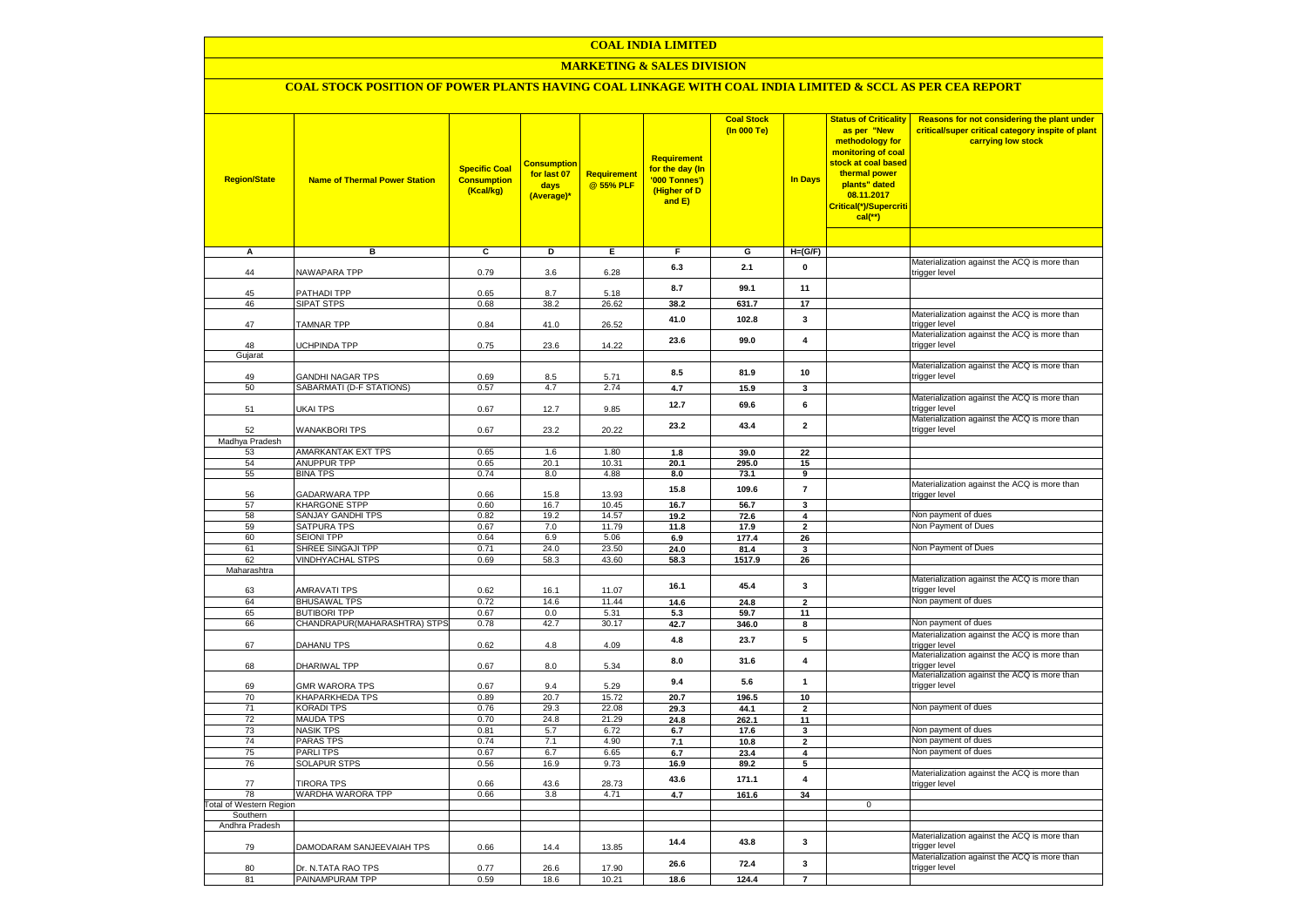# COAL INDIA LIMITED

## MARKETING & SALES DIVISION

### COAL STOCK POSITION OF POWER PLANTS HAVING COAL LINKAGE WITH COAL INDIA LIMITED & SCCL AS PER CEA REPORT

| Region/State | Name of Thermal Power Station | Specific Coal Consumption (Kcal/kg) | Consumption for last 07 days (Average)* | Requirement @ 55% PLF | Requirement for the day (In '000 Tonnes') (Higher of D and E) | Coal Stock (In 000 Te) | In Days | Status of Criticality as per "New methodology for monitoring of coal stock at coal based thermal power plants" dated 08.11.2017 Critical(*)/Supercritical(**) | Reasons for not considering the plant under critical/super critical category inspite of plant carrying low stock |
|---|---|---|---|---|---|---|---|---|---|
| A | B | C | D | E | F | G | H=(G/F) | | |
| 44 | NAWAPARA TPP | 0.79 | 3.6 | 6.28 | 6.3 | 2.1 | 0 | | Materialization against the ACQ is more than trigger level |
| 45 | PATHADI TPP | 0.65 | 8.7 | 5.18 | 8.7 | 99.1 | 11 | | |
| 46 | SIPAT STPS | 0.68 | 38.2 | 26.62 | 38.2 | 631.7 | 17 | | |
| 47 | TAMNAR TPP | 0.84 | 41.0 | 26.52 | 41.0 | 102.8 | 3 | | Materialization against the ACQ is more than trigger level |
| 48 | UCHPINDA TPP | 0.75 | 23.6 | 14.22 | 23.6 | 99.0 | 4 | | Materialization against the ACQ is more than trigger level |
| Gujarat | | | | | | | | | |
| 49 | GANDHI NAGAR TPS | 0.69 | 8.5 | 5.71 | 8.5 | 81.9 | 10 | | Materialization against the ACQ is more than trigger level |
| 50 | SABARMATI (D-F STATIONS) | 0.57 | 4.7 | 2.74 | 4.7 | 15.9 | 3 | | |
| 51 | UKAI TPS | 0.67 | 12.7 | 9.85 | 12.7 | 69.6 | 6 | | Materialization against the ACQ is more than trigger level |
| 52 | WANAKBORI TPS | 0.67 | 23.2 | 20.22 | 23.2 | 43.4 | 2 | | Materialization against the ACQ is more than trigger level |
| Madhya Pradesh | | | | | | | | | |
| 53 | AMARKANTAK EXT TPS | 0.65 | 1.6 | 1.80 | 1.8 | 39.0 | 22 | | |
| 54 | ANUPPUR TPP | 0.65 | 20.1 | 10.31 | 20.1 | 295.0 | 15 | | |
| 55 | BINA TPS | 0.74 | 8.0 | 4.88 | 8.0 | 73.1 | 9 | | |
| 56 | GADARWARA TPP | 0.66 | 15.8 | 13.93 | 15.8 | 109.6 | 7 | | Materialization against the ACQ is more than trigger level |
| 57 | KHARGONE STPP | 0.60 | 16.7 | 10.45 | 16.7 | 56.7 | 3 | | |
| 58 | SANJAY GANDHI TPS | 0.82 | 19.2 | 14.57 | 19.2 | 72.6 | 4 | | Non payment of dues |
| 59 | SATPURA TPS | 0.67 | 7.0 | 11.79 | 11.8 | 17.9 | 2 | | Non Payment of Dues |
| 60 | SEIONI TPP | 0.64 | 6.9 | 5.06 | 6.9 | 177.4 | 26 | | |
| 61 | SHREE SINGAJI TPP | 0.71 | 24.0 | 23.50 | 24.0 | 81.4 | 3 | | Non Payment of Dues |
| 62 | VINDHYACHAL STPS | 0.69 | 58.3 | 43.60 | 58.3 | 1517.9 | 26 | | |
| Maharashtra | | | | | | | | | |
| 63 | AMRAVATI TPS | 0.62 | 16.1 | 11.07 | 16.1 | 45.4 | 3 | | Materialization against the ACQ is more than trigger level |
| 64 | BHUSAWAL TPS | 0.72 | 14.6 | 11.44 | 14.6 | 24.8 | 2 | | Non payment of dues |
| 65 | BUTIBORI TPP | 0.67 | 0.0 | 5.31 | 5.3 | 59.7 | 11 | | |
| 66 | CHANDRAPUR(MAHARASHTRA) STPS | 0.78 | 42.7 | 30.17 | 42.7 | 346.0 | 8 | | Non payment of dues |
| 67 | DAHANU TPS | 0.62 | 4.8 | 4.09 | 4.8 | 23.7 | 5 | | Materialization against the ACQ is more than trigger level |
| 68 | DHARIWAL TPP | 0.67 | 8.0 | 5.34 | 8.0 | 31.6 | 4 | | Materialization against the ACQ is more than trigger level |
| 69 | GMR WARORA TPS | 0.67 | 9.4 | 5.29 | 9.4 | 5.6 | 1 | | Materialization against the ACQ is more than trigger level |
| 70 | KHAPARKHEDA TPS | 0.89 | 20.7 | 15.72 | 20.7 | 196.5 | 10 | | |
| 71 | KORADI TPS | 0.76 | 29.3 | 22.08 | 29.3 | 44.1 | 2 | | Non payment of dues |
| 72 | MAUDA TPS | 0.70 | 24.8 | 21.29 | 24.8 | 262.1 | 11 | | |
| 73 | NASIK TPS | 0.81 | 5.7 | 6.72 | 6.7 | 17.6 | 3 | | Non payment of dues |
| 74 | PARAS TPS | 0.74 | 7.1 | 4.90 | 7.1 | 10.8 | 2 | | Non payment of dues |
| 75 | PARLI TPS | 0.67 | 6.7 | 6.65 | 6.7 | 23.4 | 4 | | Non payment of dues |
| 76 | SOLAPUR STPS | 0.56 | 16.9 | 9.73 | 16.9 | 89.2 | 5 | | |
| 77 | TIRORA TPS | 0.66 | 43.6 | 28.73 | 43.6 | 171.1 | 4 | | Materialization against the ACQ is more than trigger level |
| 78 | WARDHA WARORA TPP | 0.66 | 3.8 | 4.71 | 4.7 | 161.6 | 34 | | |
| Total of Western Region | | | | | | | | 0 | |
| Southern | | | | | | | | | |
| Andhra Pradesh | | | | | | | | | |
| 79 | DAMODARAM SANJEEVAIAH TPS | 0.66 | 14.4 | 13.85 | 14.4 | 43.8 | 3 | | Materialization against the ACQ is more than trigger level |
| 80 | Dr. N.TATA RAO TPS | 0.77 | 26.6 | 17.90 | 26.6 | 72.4 | 3 | | Materialization against the ACQ is more than trigger level |
| 81 | PAINAMPURAM TPP | 0.59 | 18.6 | 10.21 | 18.6 | 124.4 | 7 | | |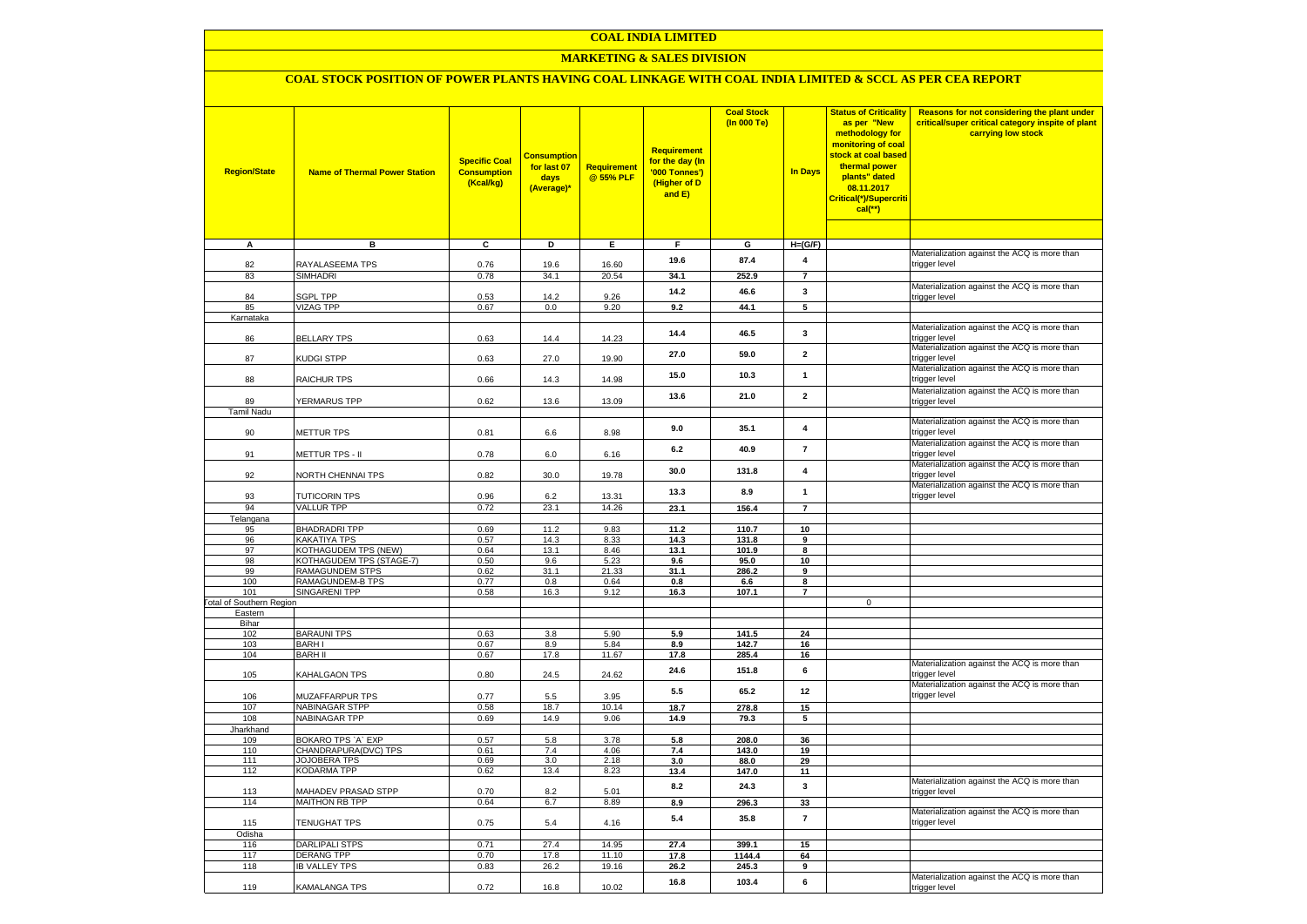# COAL INDIA LIMITED

## MARKETING & SALES DIVISION

### COAL STOCK POSITION OF POWER PLANTS HAVING COAL LINKAGE WITH COAL INDIA LIMITED & SCCL AS PER CEA REPORT

| Region/State | Name of Thermal Power Station | Specific Coal Consumption (Kcal/kg) | Consumption for last 07 days (Average)* | Requirement @ 55% PLF | Requirement for the day (In '000 Tonnes') (Higher of D and E) | Coal Stock (In 000 Te) | In Days | Status of Criticality as per "New methodology for monitoring of coal stock at coal based thermal power plants" dated 08.11.2017 Critical(*)/Supercritical(**) | Reasons for not considering the plant under critical/super critical category inspite of plant carrying low stock |
|---|---|---|---|---|---|---|---|---|---|
| A | B | C | D | E | F | G | H=(G/F) | | |
| 82 | RAYALASEEMA TPS | 0.76 | 19.6 | 16.60 | 19.6 | 87.4 | 4 | | Materialization against the ACQ is more than trigger level |
| 83 | SIMHADRI | 0.78 | 34.1 | 20.54 | 34.1 | 252.9 | 7 | | |
| 84 | SGPL TPP | 0.53 | 14.2 | 9.26 | 14.2 | 46.6 | 3 | | Materialization against the ACQ is more than trigger level |
| 85 | VIZAG TPP | 0.67 | 0.0 | 9.20 | 9.2 | 44.1 | 5 | | |
| Karnataka | | | | | | | | | |
| 86 | BELLARY TPS | 0.63 | 14.4 | 14.23 | 14.4 | 46.5 | 3 | | Materialization against the ACQ is more than trigger level |
| 87 | KUDGI STPP | 0.63 | 27.0 | 19.90 | 27.0 | 59.0 | 2 | | Materialization against the ACQ is more than trigger level |
| 88 | RAICHUR TPS | 0.66 | 14.3 | 14.98 | 15.0 | 10.3 | 1 | | Materialization against the ACQ is more than trigger level |
| 89 | YERMARUS TPP | 0.62 | 13.6 | 13.09 | 13.6 | 21.0 | 2 | | Materialization against the ACQ is more than trigger level |
| Tamil Nadu | | | | | | | | | |
| 90 | METTUR TPS | 0.81 | 6.6 | 8.98 | 9.0 | 35.1 | 4 | | Materialization against the ACQ is more than trigger level |
| 91 | METTUR TPS - II | 0.78 | 6.0 | 6.16 | 6.2 | 40.9 | 7 | | Materialization against the ACQ is more than trigger level |
| 92 | NORTH CHENNAI TPS | 0.82 | 30.0 | 19.78 | 30.0 | 131.8 | 4 | | Materialization against the ACQ is more than trigger level |
| 93 | TUTICORIN TPS | 0.96 | 6.2 | 13.31 | 13.3 | 8.9 | 1 | | Materialization against the ACQ is more than trigger level |
| 94 | VALLUR TPP | 0.72 | 23.1 | 14.26 | 23.1 | 156.4 | 7 | | |
| Telangana | | | | | | | | | |
| 95 | BHADRADRI TPP | 0.69 | 11.2 | 9.83 | 11.2 | 110.7 | 10 | | |
| 96 | KAKATIYA TPS | 0.57 | 14.3 | 8.33 | 14.3 | 131.8 | 9 | | |
| 97 | KOTHAGUDEM TPS (NEW) | 0.64 | 13.1 | 8.46 | 13.1 | 101.9 | 8 | | |
| 98 | KOTHAGUDEM TPS (STAGE-7) | 0.50 | 9.6 | 5.23 | 9.6 | 95.0 | 10 | | |
| 99 | RAMAGUNDEM STPS | 0.62 | 31.1 | 21.33 | 31.1 | 286.2 | 9 | | |
| 100 | RAMAGUNDEM-B TPS | 0.77 | 0.8 | 0.64 | 0.8 | 6.6 | 8 | | |
| 101 | SINGARENI TPP | 0.58 | 16.3 | 9.12 | 16.3 | 107.1 | 7 | | |
| Total of Southern Region | | | | | | | | 0 | |
| Eastern | | | | | | | | | |
| Bihar | | | | | | | | | |
| 102 | BARAUNI TPS | 0.63 | 3.8 | 5.90 | 5.9 | 141.5 | 24 | | |
| 103 | BARH I | 0.67 | 8.9 | 5.84 | 8.9 | 142.7 | 16 | | |
| 104 | BARH II | 0.67 | 17.8 | 11.67 | 17.8 | 285.4 | 16 | | |
| 105 | KAHALGAON TPS | 0.80 | 24.5 | 24.62 | 24.6 | 151.8 | 6 | | Materialization against the ACQ is more than trigger level |
| 106 | MUZAFFARPUR TPS | 0.77 | 5.5 | 3.95 | 5.5 | 65.2 | 12 | | Materialization against the ACQ is more than trigger level |
| 107 | NABINAGAR STPP | 0.58 | 18.7 | 10.14 | 18.7 | 278.8 | 15 | | |
| 108 | NABINAGAR TPP | 0.69 | 14.9 | 9.06 | 14.9 | 79.3 | 5 | | |
| Jharkhand | | | | | | | | | |
| 109 | BOKARO TPS `A` EXP | 0.57 | 5.8 | 3.78 | 5.8 | 208.0 | 36 | | |
| 110 | CHANDRAPURA(DVC) TPS | 0.61 | 7.4 | 4.06 | 7.4 | 143.0 | 19 | | |
| 111 | JOJOBERA TPS | 0.69 | 3.0 | 2.18 | 3.0 | 88.0 | 29 | | |
| 112 | KODARMA TPP | 0.62 | 13.4 | 8.23 | 13.4 | 147.0 | 11 | | |
| 113 | MAHADEV PRASAD STPP | 0.70 | 8.2 | 5.01 | 8.2 | 24.3 | 3 | | Materialization against the ACQ is more than trigger level |
| 114 | MAITHON RB TPP | 0.64 | 6.7 | 8.89 | 8.9 | 296.3 | 33 | | |
| 115 | TENUGHAT TPS | 0.75 | 5.4 | 4.16 | 5.4 | 35.8 | 7 | | Materialization against the ACQ is more than trigger level |
| Odisha | | | | | | | | | |
| 116 | DARLIPALI STPS | 0.71 | 27.4 | 14.95 | 27.4 | 399.1 | 15 | | |
| 117 | DERANG TPP | 0.70 | 17.8 | 11.10 | 17.8 | 1144.4 | 64 | | |
| 118 | IB VALLEY TPS | 0.83 | 26.2 | 19.16 | 26.2 | 245.3 | 9 | | |
| 119 | KAMALANGA TPS | 0.72 | 16.8 | 10.02 | 16.8 | 103.4 | 6 | | Materialization against the ACQ is more than trigger level |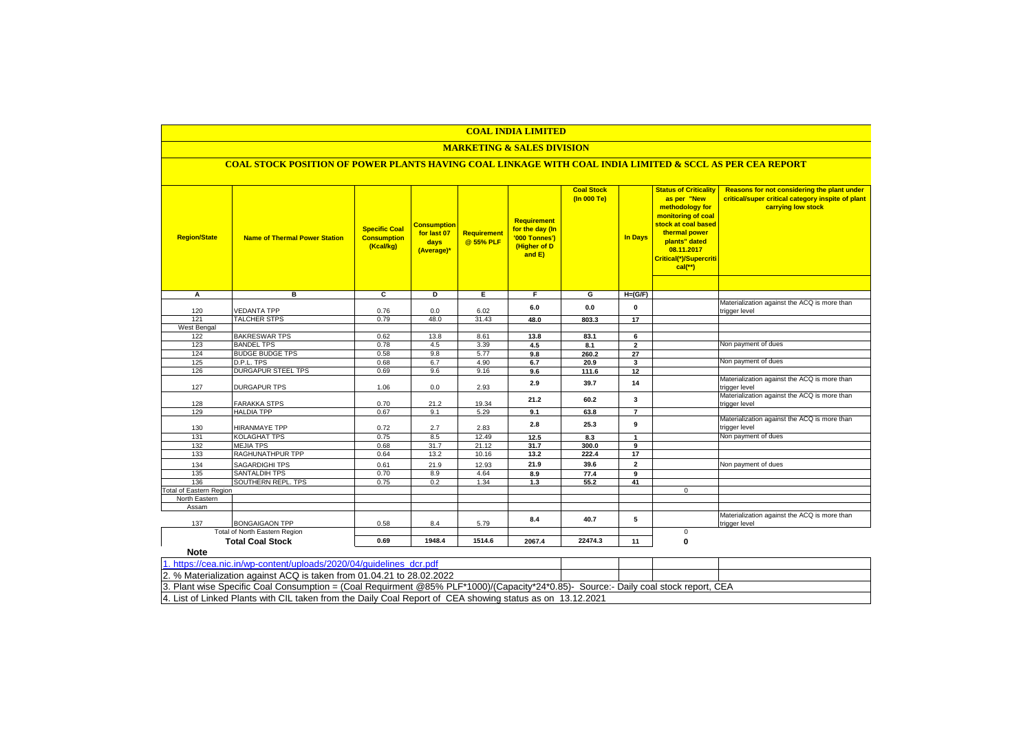# COAL INDIA LIMITED

## MARKETING & SALES DIVISION

### COAL STOCK POSITION OF POWER PLANTS HAVING COAL LINKAGE WITH COAL INDIA LIMITED & SCCL AS PER CEA REPORT

| Region/State | Name of Thermal Power Station | Specific Coal Consumption (Kcal/kg) | Consumption for last 07 days (Average)* | Requirement @ 55% PLF | Requirement for the day (In '000 Tonnes') (Higher of D and E) | Coal Stock (In 000 Te) | In Days | Status of Criticality as per "New methodology for monitoring of coal stock at coal based thermal power plants" dated 08.11.2017 Critical(*)/Supercritical(**) | Reasons for not considering the plant under critical/super critical category inspite of plant carrying low stock |
|---|---|---|---|---|---|---|---|---|---|
| A | B | C | D | E | F | G | H=(G/F) | | |
| 120 | VEDANTA TPP | 0.76 | 0.0 | 6.02 | 6.0 | 0.0 | 0 | | Materialization against the ACQ is more than trigger level |
| 121 | TALCHER STPS | 0.79 | 48.0 | 31.43 | 48.0 | 803.3 | 17 | | |
| West Bengal | | | | | | | | | |
| 122 | BAKRESWAR TPS | 0.62 | 13.8 | 8.61 | 13.8 | 83.1 | 6 | | |
| 123 | BANDEL TPS | 0.78 | 4.5 | 3.39 | 4.5 | 8.1 | 2 | | Non payment of dues |
| 124 | BUDGE BUDGE TPS | 0.58 | 9.8 | 5.77 | 9.8 | 260.2 | 27 | | |
| 125 | D.P.L. TPS | 0.68 | 6.7 | 4.90 | 6.7 | 20.9 | 3 | | Non payment of dues |
| 126 | DURGAPUR STEEL TPS | 0.69 | 9.6 | 9.16 | 9.6 | 111.6 | 12 | | |
| 127 | DURGAPUR TPS | 1.06 | 0.0 | 2.93 | 2.9 | 39.7 | 14 | | Materialization against the ACQ is more than trigger level |
| 128 | FARAKKA STPS | 0.70 | 21.2 | 19.34 | 21.2 | 60.2 | 3 | | Materialization against the ACQ is more than trigger level |
| 129 | HALDIA TPP | 0.67 | 9.1 | 5.29 | 9.1 | 63.8 | 7 | | |
| 130 | HIRANMAYE TPP | 0.72 | 2.7 | 2.83 | 2.8 | 25.3 | 9 | | Materialization against the ACQ is more than trigger level |
| 131 | KOLAGHAT TPS | 0.75 | 8.5 | 12.49 | 12.5 | 8.3 | 1 | | Non payment of dues |
| 132 | MEJIA TPS | 0.68 | 31.7 | 21.12 | 31.7 | 300.0 | 9 | | |
| 133 | RAGHUNATHPUR TPP | 0.64 | 13.2 | 10.16 | 13.2 | 222.4 | 17 | | |
| 134 | SAGARDIGHI TPS | 0.61 | 21.9 | 12.93 | 21.9 | 39.6 | 2 | | Non payment of dues |
| 135 | SANTALDIH TPS | 0.70 | 8.9 | 4.64 | 8.9 | 77.4 | 9 | | |
| 136 | SOUTHERN REPL. TPS | 0.75 | 0.2 | 1.34 | 1.3 | 55.2 | 41 | | |
| Total of Eastern Region | | | | | | | | 0 | |
| North Eastern | | | | | | | | | |
| Assam | | | | | | | | | |
| 137 | BONGAIGAON TPP | 0.58 | 8.4 | 5.79 | 8.4 | 40.7 | 5 | | Materialization against the ACQ is more than trigger level |
| Total of North Eastern Region | | | | | | | | 0 | |
| **Total Coal Stock** | | 0.69 | 1948.4 | 1514.6 | 2067.4 | 22474.3 | 11 | 0 | |

**Note**

1. https://cea.nic.in/wp-content/uploads/2020/04/guidelines_dcr.pdf
2. % Materialization against ACQ is taken from 01.04.21 to 28.02.2022
3. Plant wise Specific Coal Consumption = (Coal Requirment @85% PLF*1000)/(Capacity*24*0.85)- Source:- Daily coal stock report, CEA
4. List of Linked Plants with CIL taken from the Daily Coal Report of CEA showing status as on 13.12.2021